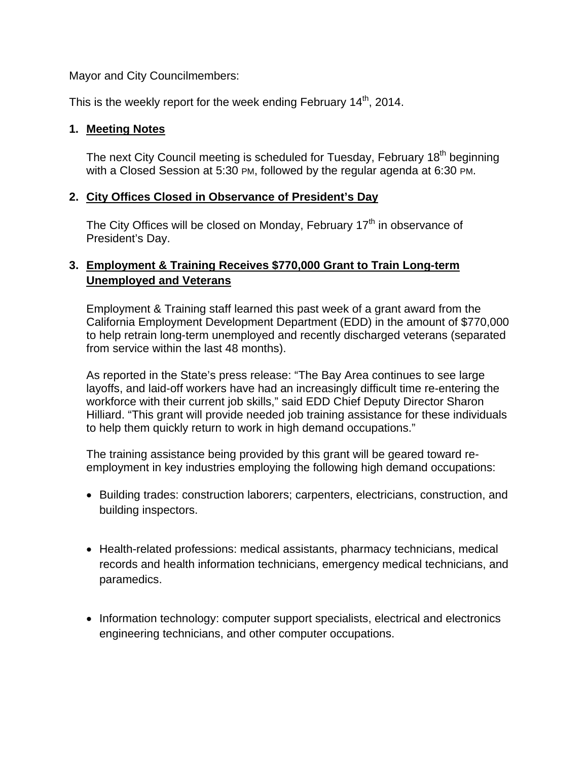Mayor and City Councilmembers:

This is the weekly report for the week ending February 14th, 2014.

## 1. Meeting Notes

The next City Council meeting is scheduled for Tuesday, February 18th beginning with a Closed Session at 5:30 PM, followed by the regular agenda at 6:30 PM.

## 2. City Offices Closed in Observance of President's Day

The City Offices will be closed on Monday, February 17th in observance of President's Day.

## 3. Employment & Training Receives $770,000 Grant to Train Long-term Unemployed and Veterans

Employment & Training staff learned this past week of a grant award from the California Employment Development Department (EDD) in the amount of $770,000 to help retrain long-term unemployed and recently discharged veterans (separated from service within the last 48 months).

As reported in the State's press release: "The Bay Area continues to see large layoffs, and laid-off workers have had an increasingly difficult time re-entering the workforce with their current job skills," said EDD Chief Deputy Director Sharon Hilliard. "This grant will provide needed job training assistance for these individuals to help them quickly return to work in high demand occupations."

The training assistance being provided by this grant will be geared toward re-employment in key industries employing the following high demand occupations:

- Building trades: construction laborers; carpenters, electricians, construction, and building inspectors.

- Health-related professions: medical assistants, pharmacy technicians, medical records and health information technicians, emergency medical technicians, and paramedics.

- Information technology: computer support specialists, electrical and electronics engineering technicians, and other computer occupations.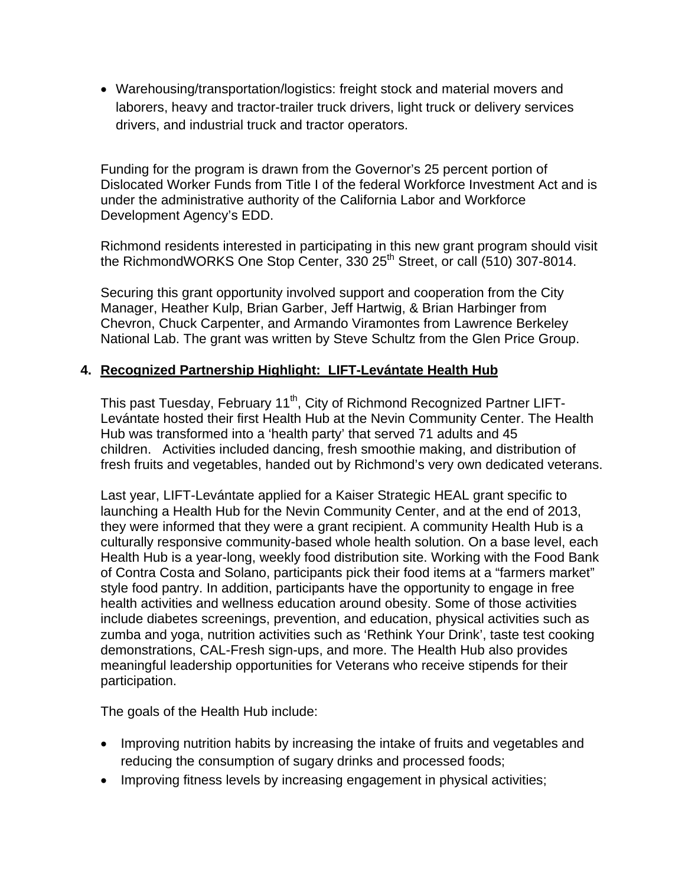- Warehousing/transportation/logistics: freight stock and material movers and laborers, heavy and tractor-trailer truck drivers, light truck or delivery services drivers, and industrial truck and tractor operators.

Funding for the program is drawn from the Governor's 25 percent portion of Dislocated Worker Funds from Title I of the federal Workforce Investment Act and is under the administrative authority of the California Labor and Workforce Development Agency's EDD.

Richmond residents interested in participating in this new grant program should visit the RichmondWORKS One Stop Center, 330 25th Street, or call (510) 307-8014.

Securing this grant opportunity involved support and cooperation from the City Manager, Heather Kulp, Brian Garber, Jeff Hartwig, & Brian Harbinger from Chevron, Chuck Carpenter, and Armando Viramontes from Lawrence Berkeley National Lab. The grant was written by Steve Schultz from the Glen Price Group.

## 4. Recognized Partnership Highlight: LIFT-Levántate Health Hub

This past Tuesday, February 11th, City of Richmond Recognized Partner LIFT-Levántate hosted their first Health Hub at the Nevin Community Center. The Health Hub was transformed into a 'health party' that served 71 adults and 45 children. Activities included dancing, fresh smoothie making, and distribution of fresh fruits and vegetables, handed out by Richmond's very own dedicated veterans.

Last year, LIFT-Levántate applied for a Kaiser Strategic HEAL grant specific to launching a Health Hub for the Nevin Community Center, and at the end of 2013, they were informed that they were a grant recipient. A community Health Hub is a culturally responsive community-based whole health solution. On a base level, each Health Hub is a year-long, weekly food distribution site. Working with the Food Bank of Contra Costa and Solano, participants pick their food items at a "farmers market" style food pantry. In addition, participants have the opportunity to engage in free health activities and wellness education around obesity. Some of those activities include diabetes screenings, prevention, and education, physical activities such as zumba and yoga, nutrition activities such as 'Rethink Your Drink', taste test cooking demonstrations, CAL-Fresh sign-ups, and more. The Health Hub also provides meaningful leadership opportunities for Veterans who receive stipends for their participation.

The goals of the Health Hub include:

- Improving nutrition habits by increasing the intake of fruits and vegetables and reducing the consumption of sugary drinks and processed foods;
- Improving fitness levels by increasing engagement in physical activities;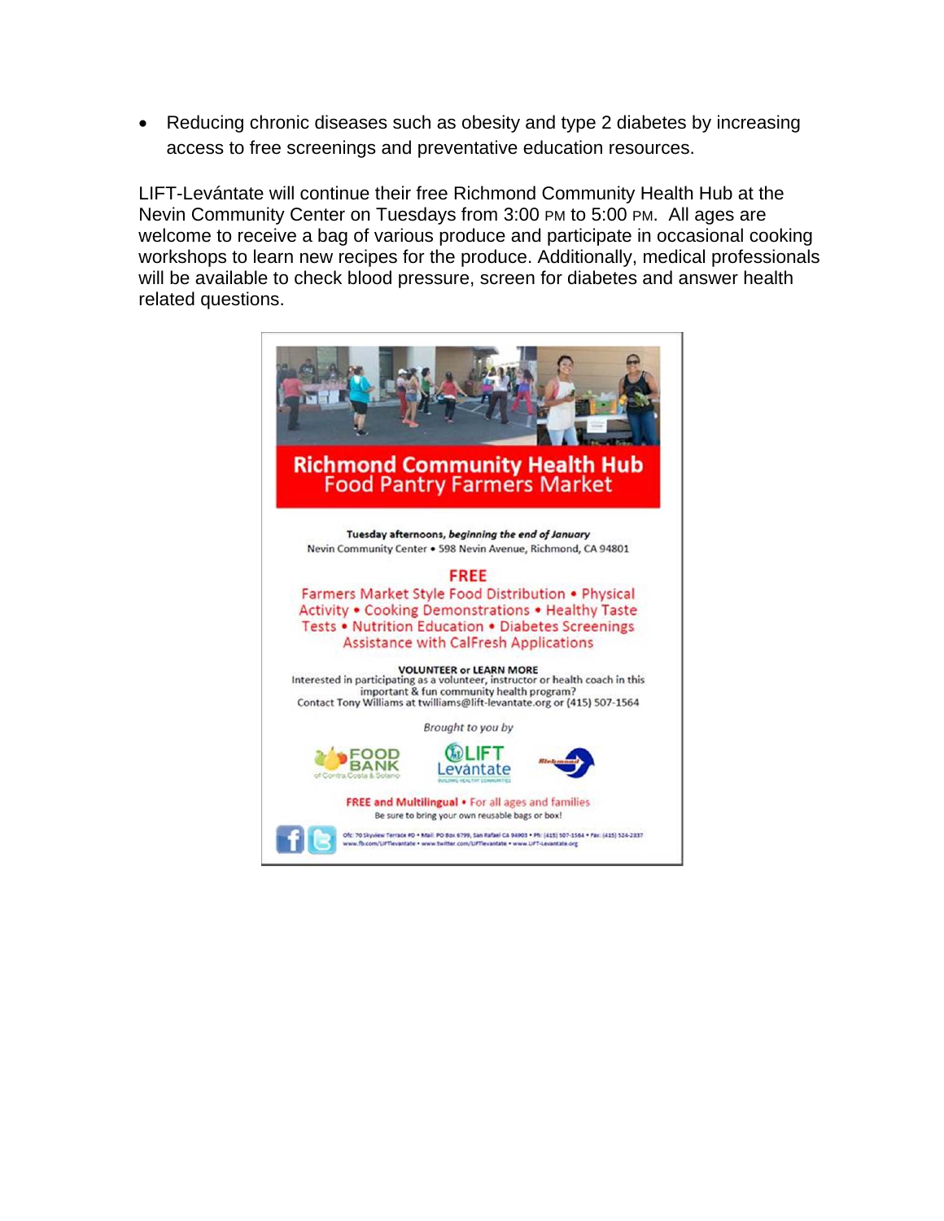- Reducing chronic diseases such as obesity and type 2 diabetes by increasing access to free screenings and preventative education resources.

LIFT-Levántate will continue their free Richmond Community Health Hub at the Nevin Community Center on Tuesdays from 3:00 PM to 5:00 PM. All ages are welcome to receive a bag of various produce and participate in occasional cooking workshops to learn new recipes for the produce. Additionally, medical professionals will be available to check blood pressure, screen for diabetes and answer health related questions.

**Richmond Community Health Hub**
**Food Pantry Farmers Market**

**Tuesday afternoons, *beginning the end of January***
Nevin Community Center • 598 Nevin Avenue, Richmond, CA 94801

**FREE**
Farmers Market Style Food Distribution • Physical Activity • Cooking Demonstrations • Healthy Taste Tests • Nutrition Education • Diabetes Screenings
Assistance with CalFresh Applications

**VOLUNTEER or LEARN MORE**
Interested in participating as a volunteer, instructor or health coach in this important & fun community health program?
Contact Tony Williams at twilliams@lift-levantate.org or (415) 507-1564

*Brought to you by*

FOOD BANK of Contra Costa & Solano · LIFT Levántate · Richmond

**FREE and Multilingual** • For all ages and families
Be sure to bring your own reusable bags or box!

Ofc: 70 Skyview Terrace #D • Mail: PO Box 6799, San Rafael CA 94903 • Ph: (415) 507-1564 • Fax: (415) 524-2837
www.fb.com/LIFTlevantate • www.twitter.com/LIFTlevantate • www.LIFT-Levantate.org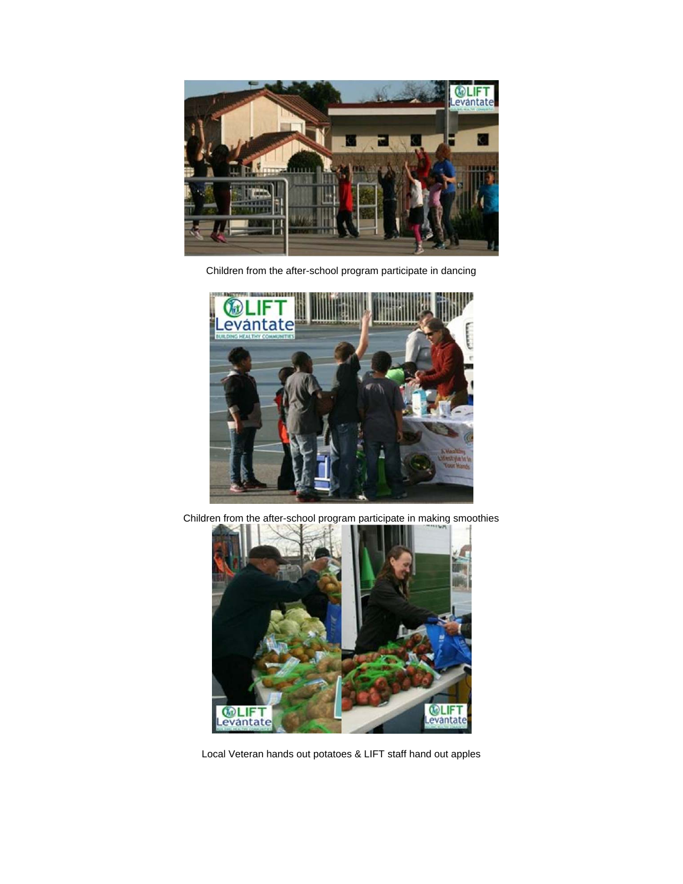Children from the after-school program participate in dancing

Children from the after-school program participate in making smoothies

Local Veteran hands out potatoes & LIFT staff hand out apples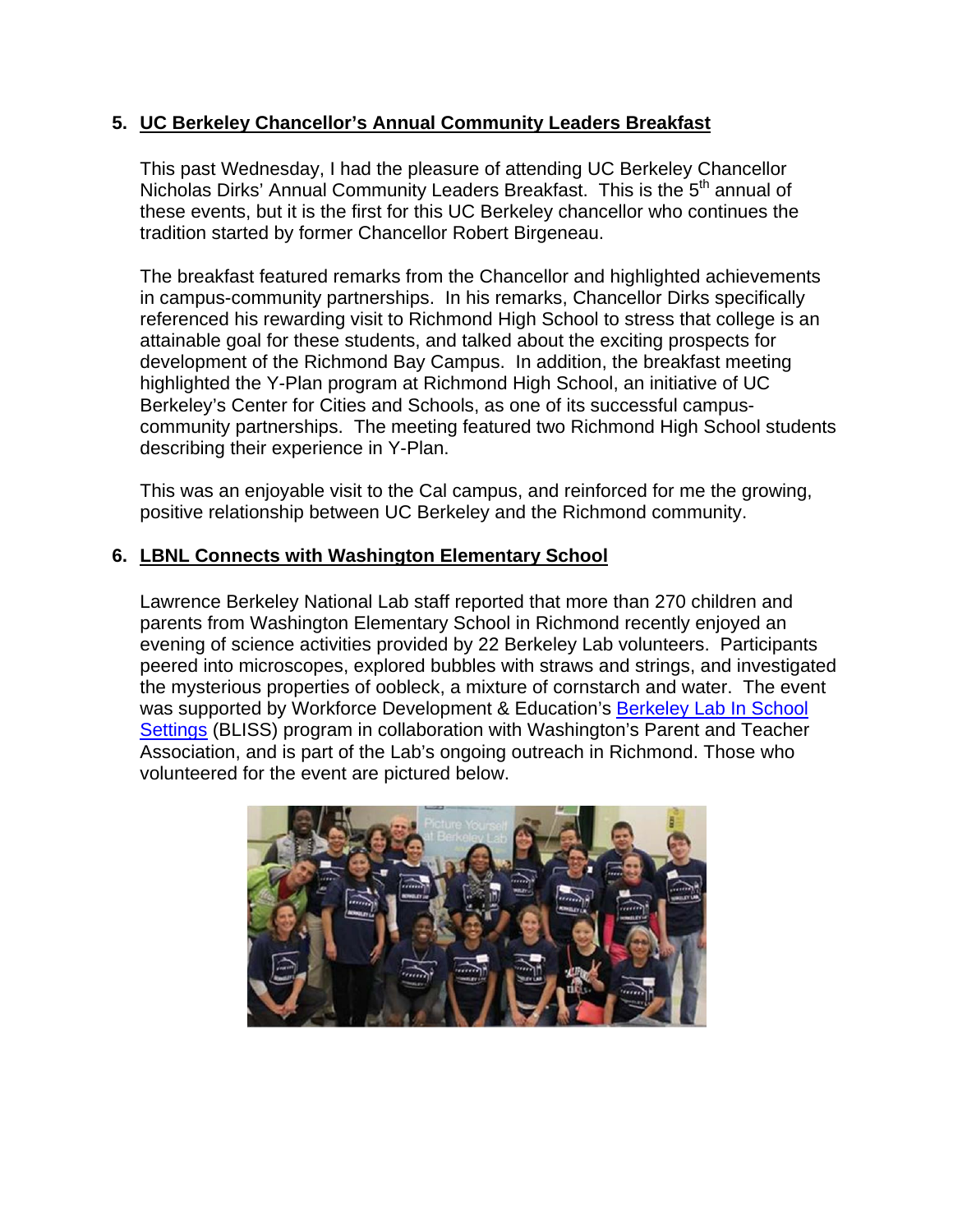5. **UC Berkeley Chancellor's Annual Community Leaders Breakfast**

This past Wednesday, I had the pleasure of attending UC Berkeley Chancellor Nicholas Dirks' Annual Community Leaders Breakfast. This is the 5th annual of these events, but it is the first for this UC Berkeley chancellor who continues the tradition started by former Chancellor Robert Birgeneau.

The breakfast featured remarks from the Chancellor and highlighted achievements in campus-community partnerships. In his remarks, Chancellor Dirks specifically referenced his rewarding visit to Richmond High School to stress that college is an attainable goal for these students, and talked about the exciting prospects for development of the Richmond Bay Campus. In addition, the breakfast meeting highlighted the Y-Plan program at Richmond High School, an initiative of UC Berkeley's Center for Cities and Schools, as one of its successful campus-community partnerships. The meeting featured two Richmond High School students describing their experience in Y-Plan.

This was an enjoyable visit to the Cal campus, and reinforced for me the growing, positive relationship between UC Berkeley and the Richmond community.

6. **LBNL Connects with Washington Elementary School**

Lawrence Berkeley National Lab staff reported that more than 270 children and parents from Washington Elementary School in Richmond recently enjoyed an evening of science activities provided by 22 Berkeley Lab volunteers. Participants peered into microscopes, explored bubbles with straws and strings, and investigated the mysterious properties of oobleck, a mixture of cornstarch and water. The event was supported by Workforce Development & Education's Berkeley Lab In School Settings (BLISS) program in collaboration with Washington's Parent and Teacher Association, and is part of the Lab's ongoing outreach in Richmond. Those who volunteered for the event are pictured below.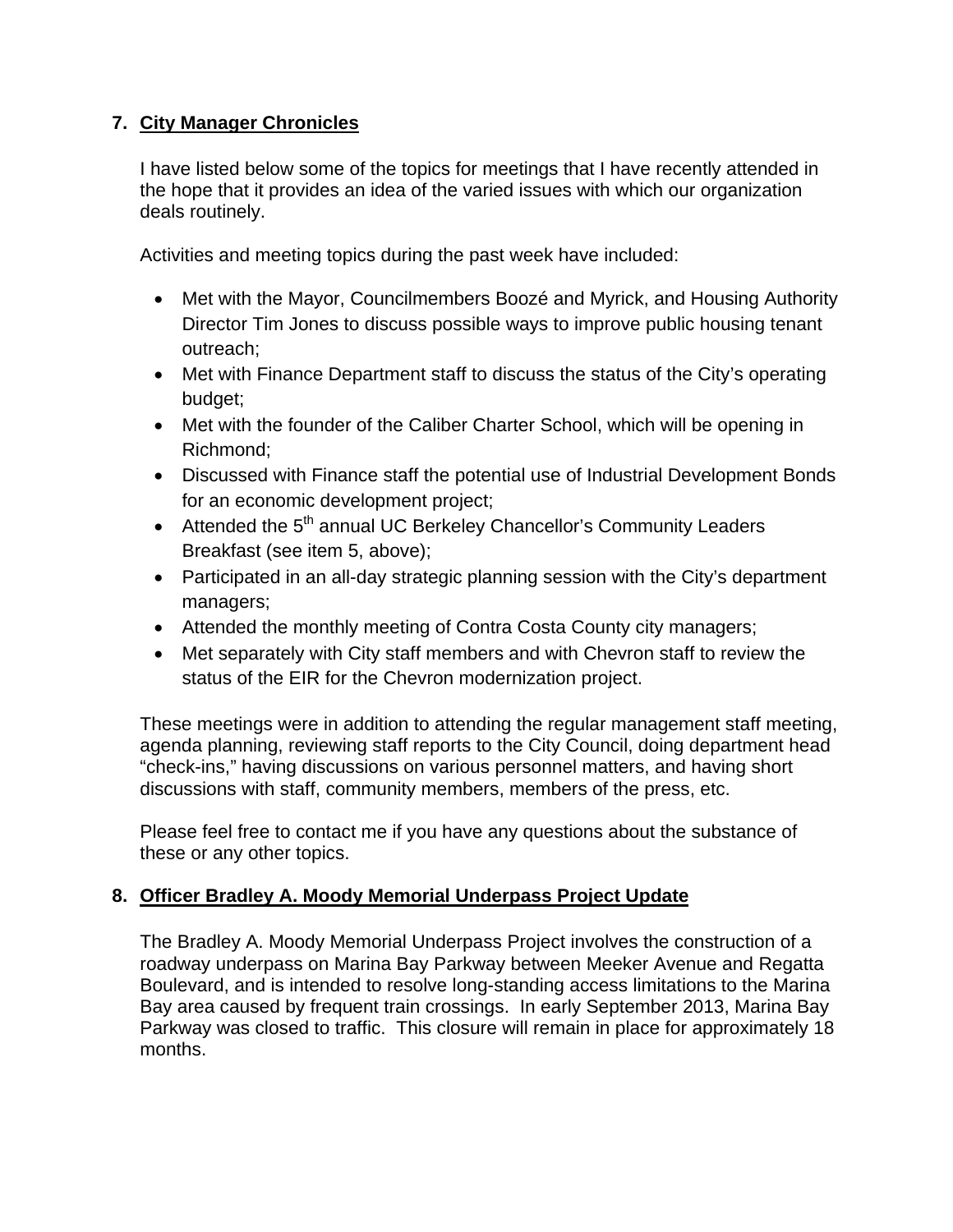## 7. City Manager Chronicles

I have listed below some of the topics for meetings that I have recently attended in the hope that it provides an idea of the varied issues with which our organization deals routinely.

Activities and meeting topics during the past week have included:

- Met with the Mayor, Councilmembers Boozé and Myrick, and Housing Authority Director Tim Jones to discuss possible ways to improve public housing tenant outreach;
- Met with Finance Department staff to discuss the status of the City's operating budget;
- Met with the founder of the Caliber Charter School, which will be opening in Richmond;
- Discussed with Finance staff the potential use of Industrial Development Bonds for an economic development project;
- Attended the 5th annual UC Berkeley Chancellor's Community Leaders Breakfast (see item 5, above);
- Participated in an all-day strategic planning session with the City's department managers;
- Attended the monthly meeting of Contra Costa County city managers;
- Met separately with City staff members and with Chevron staff to review the status of the EIR for the Chevron modernization project.

These meetings were in addition to attending the regular management staff meeting, agenda planning, reviewing staff reports to the City Council, doing department head "check-ins," having discussions on various personnel matters, and having short discussions with staff, community members, members of the press, etc.

Please feel free to contact me if you have any questions about the substance of these or any other topics.

## 8. Officer Bradley A. Moody Memorial Underpass Project Update

The Bradley A. Moody Memorial Underpass Project involves the construction of a roadway underpass on Marina Bay Parkway between Meeker Avenue and Regatta Boulevard, and is intended to resolve long-standing access limitations to the Marina Bay area caused by frequent train crossings. In early September 2013, Marina Bay Parkway was closed to traffic. This closure will remain in place for approximately 18 months.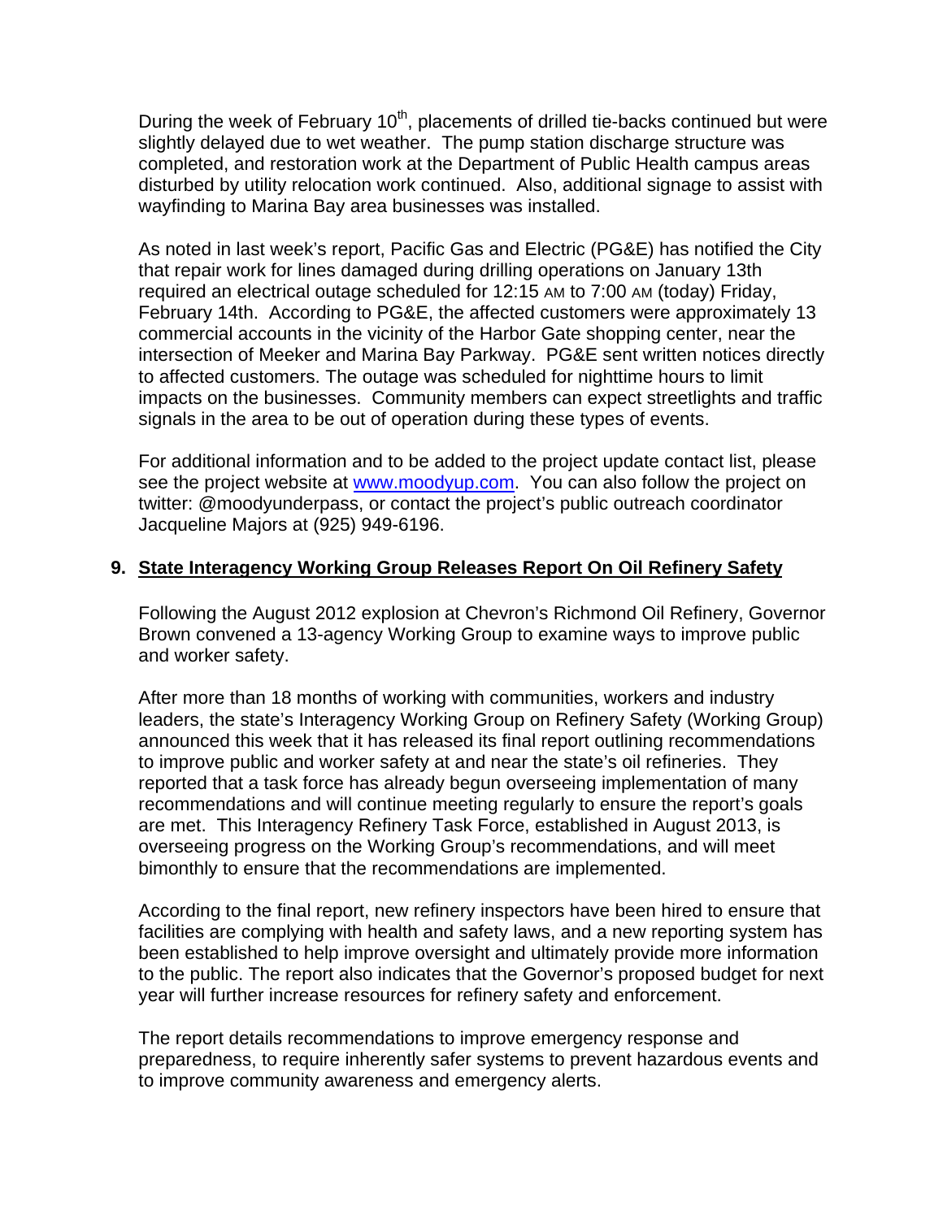During the week of February 10th, placements of drilled tie-backs continued but were slightly delayed due to wet weather. The pump station discharge structure was completed, and restoration work at the Department of Public Health campus areas disturbed by utility relocation work continued. Also, additional signage to assist with wayfinding to Marina Bay area businesses was installed.

As noted in last week's report, Pacific Gas and Electric (PG&E) has notified the City that repair work for lines damaged during drilling operations on January 13th required an electrical outage scheduled for 12:15 AM to 7:00 AM (today) Friday, February 14th. According to PG&E, the affected customers were approximately 13 commercial accounts in the vicinity of the Harbor Gate shopping center, near the intersection of Meeker and Marina Bay Parkway. PG&E sent written notices directly to affected customers. The outage was scheduled for nighttime hours to limit impacts on the businesses. Community members can expect streetlights and traffic signals in the area to be out of operation during these types of events.

For additional information and to be added to the project update contact list, please see the project website at www.moodyup.com. You can also follow the project on twitter: @moodyunderpass, or contact the project's public outreach coordinator Jacqueline Majors at (925) 949-6196.

## 9. State Interagency Working Group Releases Report On Oil Refinery Safety

Following the August 2012 explosion at Chevron's Richmond Oil Refinery, Governor Brown convened a 13-agency Working Group to examine ways to improve public and worker safety.

After more than 18 months of working with communities, workers and industry leaders, the state's Interagency Working Group on Refinery Safety (Working Group) announced this week that it has released its final report outlining recommendations to improve public and worker safety at and near the state's oil refineries. They reported that a task force has already begun overseeing implementation of many recommendations and will continue meeting regularly to ensure the report's goals are met. This Interagency Refinery Task Force, established in August 2013, is overseeing progress on the Working Group's recommendations, and will meet bimonthly to ensure that the recommendations are implemented.

According to the final report, new refinery inspectors have been hired to ensure that facilities are complying with health and safety laws, and a new reporting system has been established to help improve oversight and ultimately provide more information to the public. The report also indicates that the Governor's proposed budget for next year will further increase resources for refinery safety and enforcement.

The report details recommendations to improve emergency response and preparedness, to require inherently safer systems to prevent hazardous events and to improve community awareness and emergency alerts.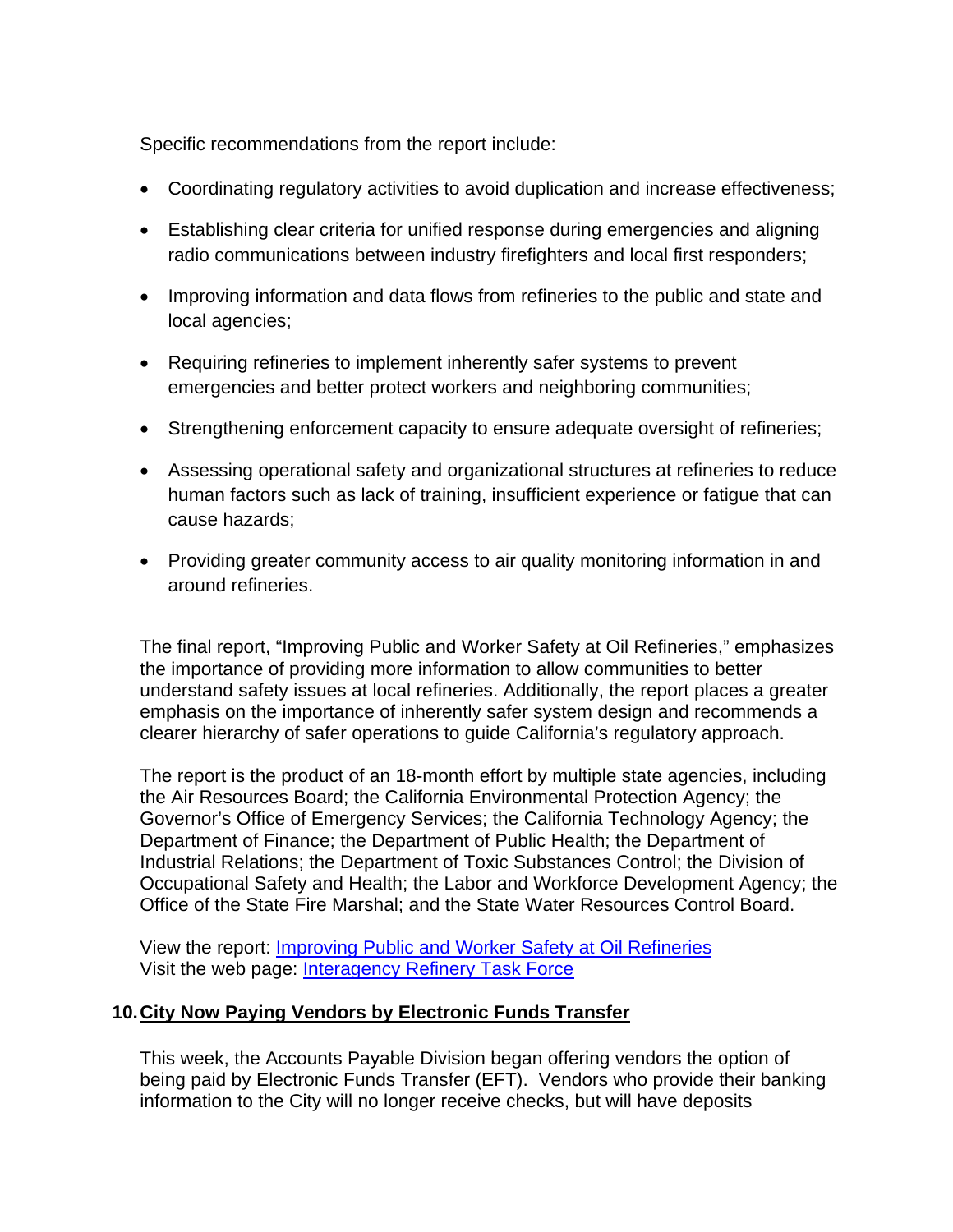Specific recommendations from the report include:

- Coordinating regulatory activities to avoid duplication and increase effectiveness;
- Establishing clear criteria for unified response during emergencies and aligning radio communications between industry firefighters and local first responders;
- Improving information and data flows from refineries to the public and state and local agencies;
- Requiring refineries to implement inherently safer systems to prevent emergencies and better protect workers and neighboring communities;
- Strengthening enforcement capacity to ensure adequate oversight of refineries;
- Assessing operational safety and organizational structures at refineries to reduce human factors such as lack of training, insufficient experience or fatigue that can cause hazards;
- Providing greater community access to air quality monitoring information in and around refineries.

The final report, "Improving Public and Worker Safety at Oil Refineries," emphasizes the importance of providing more information to allow communities to better understand safety issues at local refineries. Additionally, the report places a greater emphasis on the importance of inherently safer system design and recommends a clearer hierarchy of safer operations to guide California's regulatory approach.

The report is the product of an 18-month effort by multiple state agencies, including the Air Resources Board; the California Environmental Protection Agency; the Governor's Office of Emergency Services; the California Technology Agency; the Department of Finance; the Department of Public Health; the Department of Industrial Relations; the Department of Toxic Substances Control; the Division of Occupational Safety and Health; the Labor and Workforce Development Agency; the Office of the State Fire Marshal; and the State Water Resources Control Board.

View the report: [Improving Public and Worker Safety at Oil Refineries]
Visit the web page: [Interagency Refinery Task Force]

## 10. City Now Paying Vendors by Electronic Funds Transfer

This week, the Accounts Payable Division began offering vendors the option of being paid by Electronic Funds Transfer (EFT). Vendors who provide their banking information to the City will no longer receive checks, but will have deposits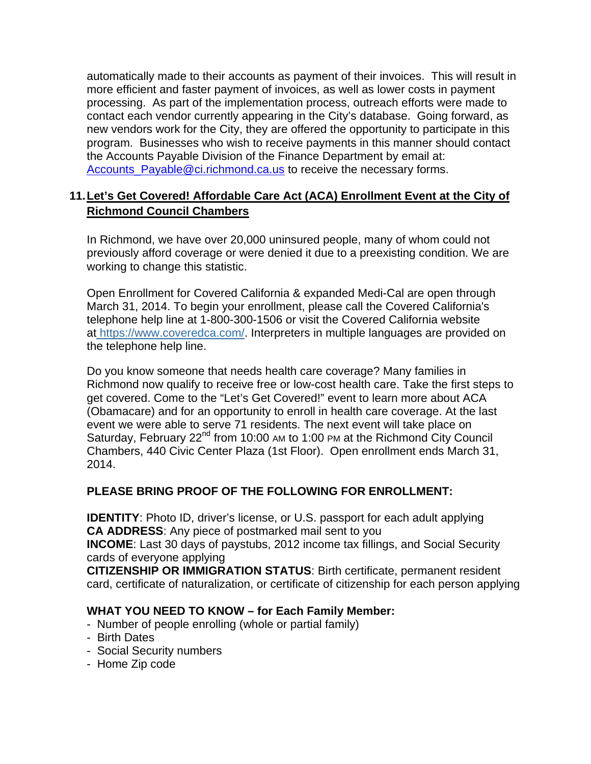automatically made to their accounts as payment of their invoices. This will result in more efficient and faster payment of invoices, as well as lower costs in payment processing. As part of the implementation process, outreach efforts were made to contact each vendor currently appearing in the City's database. Going forward, as new vendors work for the City, they are offered the opportunity to participate in this program. Businesses who wish to receive payments in this manner should contact the Accounts Payable Division of the Finance Department by email at: Accounts_Payable@ci.richmond.ca.us to receive the necessary forms.

## 11. Let's Get Covered! Affordable Care Act (ACA) Enrollment Event at the City of Richmond Council Chambers

In Richmond, we have over 20,000 uninsured people, many of whom could not previously afford coverage or were denied it due to a preexisting condition. We are working to change this statistic.

Open Enrollment for Covered California & expanded Medi-Cal are open through March 31, 2014. To begin your enrollment, please call the Covered California's telephone help line at 1-800-300-1506 or visit the Covered California website at https://www.coveredca.com/. Interpreters in multiple languages are provided on the telephone help line.

Do you know someone that needs health care coverage? Many families in Richmond now qualify to receive free or low-cost health care. Take the first steps to get covered. Come to the "Let's Get Covered!" event to learn more about ACA (Obamacare) and for an opportunity to enroll in health care coverage. At the last event we were able to serve 71 residents. The next event will take place on Saturday, February 22nd from 10:00 AM to 1:00 PM at the Richmond City Council Chambers, 440 Civic Center Plaza (1st Floor). Open enrollment ends March 31, 2014.

**PLEASE BRING PROOF OF THE FOLLOWING FOR ENROLLMENT:**

**IDENTITY**: Photo ID, driver's license, or U.S. passport for each adult applying
**CA ADDRESS**: Any piece of postmarked mail sent to you
**INCOME**: Last 30 days of paystubs, 2012 income tax fillings, and Social Security cards of everyone applying
**CITIZENSHIP OR IMMIGRATION STATUS**: Birth certificate, permanent resident card, certificate of naturalization, or certificate of citizenship for each person applying

**WHAT YOU NEED TO KNOW – for Each Family Member:**

- Number of people enrolling (whole or partial family)
- Birth Dates
- Social Security numbers
- Home Zip code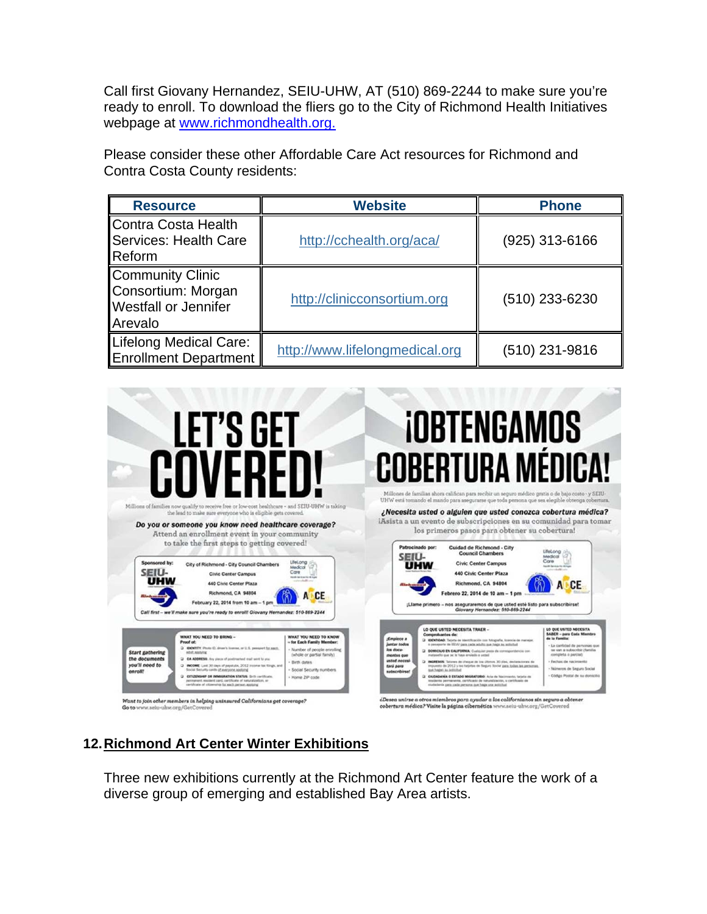Call first Giovany Hernandez, SEIU-UHW, AT (510) 869-2244 to make sure you're ready to enroll. To download the fliers go to the City of Richmond Health Initiatives webpage at www.richmondhealth.org.

Please consider these other Affordable Care Act resources for Richmond and Contra Costa County residents:

| Resource | Website | Phone |
|---|---|---|
| Contra Costa Health Services: Health Care Reform | http://cchealth.org/aca/ | (925) 313-6166 |
| Community Clinic Consortium: Morgan Westfall or Jennifer Arevalo | http://clinicconsortium.org | (510) 233-6230 |
| Lifelong Medical Care: Enrollment Department | http://www.lifelongmedical.org | (510) 231-9816 |

**LET'S GET COVERED!**

Millions of families now qualify to receive free or low-cost healthcare - and SEIU-UHW is taking the lead to make sure everyone who is eligible gets covered.

*Do you or someone you know need healthcare coverage?*
Attend an enrollment event in your community to take the first steps to getting covered!

Sponsored by: SEIU-UHW — City of Richmond - City Council Chambers, Civic Center Campus, 440 Civic Center Plaza, Richmond, CA 94804, February 22, 2014 from 10 am – 1 pm

*Call first – we'll make sure you're ready to enroll! Giovany Hernandez: 510-869-2244*

*Want to join other members in helping uninsured Californians get coverage? Go to www.seiu-uhw.org/GetCovered*

**¡OBTENGAMOS COBERTURA MÉDICA!**

Millones de familias ahora califican para recibir un seguro médico gratis o de bajo costo - y SEIU-UHW está tomando el mando para asegurarse que toda persona que sea elegible obtenga cobertura.

*¿Necesita usted o alguien que usted conozca cobertura médica?*
¡Asista a un evento de subscripciones en su comunidad para tomar los primeros pasos para obtener su cobertura!

Patrocinado por: SEIU-UHW — Cuidad de Richmond - City Council Chambers, Civic Center Campus, 440 Civic Center Plaza, Richmond, CA 94804, Febrero 22, 2014 de 10 am – 1 pm

*¡Llame primero – nos aseguraremos de que usted esté listo para subscribirse! Giovany Hernandez: 510-869-2244*

*¿Desea unirse a otros miembros para ayudar a los californianos sin seguro a obtener cobertura médica? Visite la página cibernética www.seiu-uhw.org/GetCovered*

## 12. Richmond Art Center Winter Exhibitions

Three new exhibitions currently at the Richmond Art Center feature the work of a diverse group of emerging and established Bay Area artists.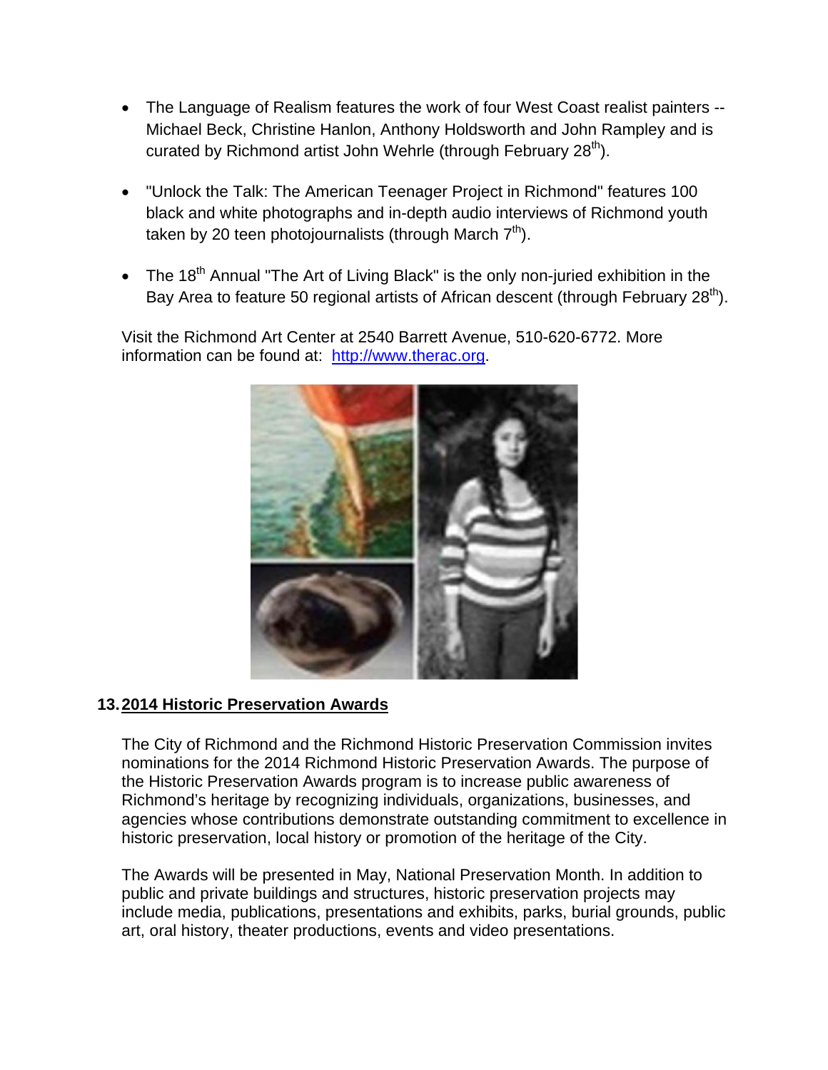- The Language of Realism features the work of four West Coast realist painters -- Michael Beck, Christine Hanlon, Anthony Holdsworth and John Rampley and is curated by Richmond artist John Wehrle (through February 28th).

- "Unlock the Talk: The American Teenager Project in Richmond" features 100 black and white photographs and in-depth audio interviews of Richmond youth taken by 20 teen photojournalists (through March 7th).

- The 18th Annual "The Art of Living Black" is the only non-juried exhibition in the Bay Area to feature 50 regional artists of African descent (through February 28th).

Visit the Richmond Art Center at 2540 Barrett Avenue, 510-620-6772. More information can be found at: [http://www.therac.org](http://www.therac.org).

## 13. 2014 Historic Preservation Awards

The City of Richmond and the Richmond Historic Preservation Commission invites nominations for the 2014 Richmond Historic Preservation Awards. The purpose of the Historic Preservation Awards program is to increase public awareness of Richmond's heritage by recognizing individuals, organizations, businesses, and agencies whose contributions demonstrate outstanding commitment to excellence in historic preservation, local history or promotion of the heritage of the City.

The Awards will be presented in May, National Preservation Month. In addition to public and private buildings and structures, historic preservation projects may include media, publications, presentations and exhibits, parks, burial grounds, public art, oral history, theater productions, events and video presentations.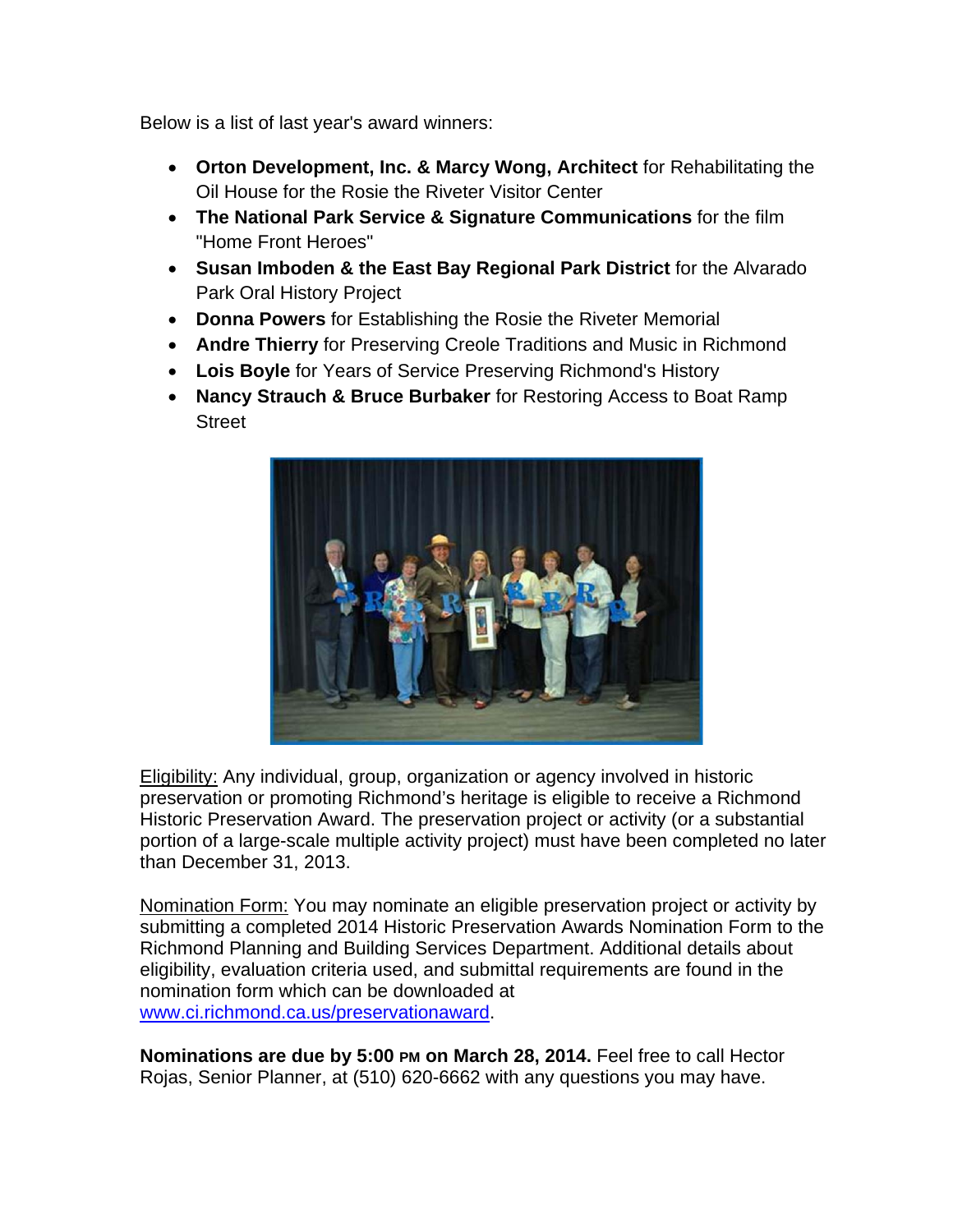Below is a list of last year's award winners:

- **Orton Development, Inc. & Marcy Wong, Architect** for Rehabilitating the Oil House for the Rosie the Riveter Visitor Center
- **The National Park Service & Signature Communications** for the film "Home Front Heroes"
- **Susan Imboden & the East Bay Regional Park District** for the Alvarado Park Oral History Project
- **Donna Powers** for Establishing the Rosie the Riveter Memorial
- **Andre Thierry** for Preserving Creole Traditions and Music in Richmond
- **Lois Boyle** for Years of Service Preserving Richmond's History
- **Nancy Strauch & Bruce Burbaker** for Restoring Access to Boat Ramp Street

Eligibility: Any individual, group, organization or agency involved in historic preservation or promoting Richmond's heritage is eligible to receive a Richmond Historic Preservation Award. The preservation project or activity (or a substantial portion of a large-scale multiple activity project) must have been completed no later than December 31, 2013.

Nomination Form: You may nominate an eligible preservation project or activity by submitting a completed 2014 Historic Preservation Awards Nomination Form to the Richmond Planning and Building Services Department. Additional details about eligibility, evaluation criteria used, and submittal requirements are found in the nomination form which can be downloaded at www.ci.richmond.ca.us/preservationaward.

**Nominations are due by 5:00 PM on March 28, 2014.** Feel free to call Hector Rojas, Senior Planner, at (510) 620-6662 with any questions you may have.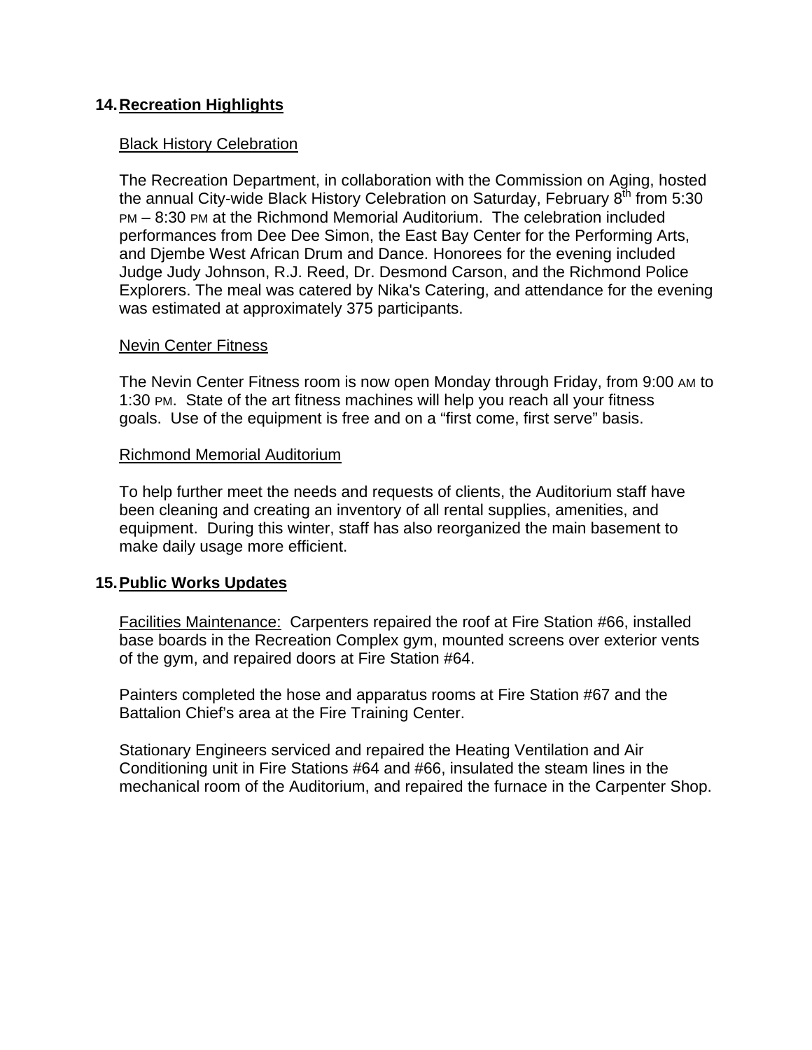## 14. Recreation Highlights

Black History Celebration

The Recreation Department, in collaboration with the Commission on Aging, hosted the annual City-wide Black History Celebration on Saturday, February 8th from 5:30 PM – 8:30 PM at the Richmond Memorial Auditorium. The celebration included performances from Dee Dee Simon, the East Bay Center for the Performing Arts, and Djembe West African Drum and Dance. Honorees for the evening included Judge Judy Johnson, R.J. Reed, Dr. Desmond Carson, and the Richmond Police Explorers. The meal was catered by Nika's Catering, and attendance for the evening was estimated at approximately 375 participants.

Nevin Center Fitness

The Nevin Center Fitness room is now open Monday through Friday, from 9:00 AM to 1:30 PM. State of the art fitness machines will help you reach all your fitness goals. Use of the equipment is free and on a "first come, first serve" basis.

Richmond Memorial Auditorium

To help further meet the needs and requests of clients, the Auditorium staff have been cleaning and creating an inventory of all rental supplies, amenities, and equipment. During this winter, staff has also reorganized the main basement to make daily usage more efficient.

## 15. Public Works Updates

Facilities Maintenance: Carpenters repaired the roof at Fire Station #66, installed base boards in the Recreation Complex gym, mounted screens over exterior vents of the gym, and repaired doors at Fire Station #64.

Painters completed the hose and apparatus rooms at Fire Station #67 and the Battalion Chief's area at the Fire Training Center.

Stationary Engineers serviced and repaired the Heating Ventilation and Air Conditioning unit in Fire Stations #64 and #66, insulated the steam lines in the mechanical room of the Auditorium, and repaired the furnace in the Carpenter Shop.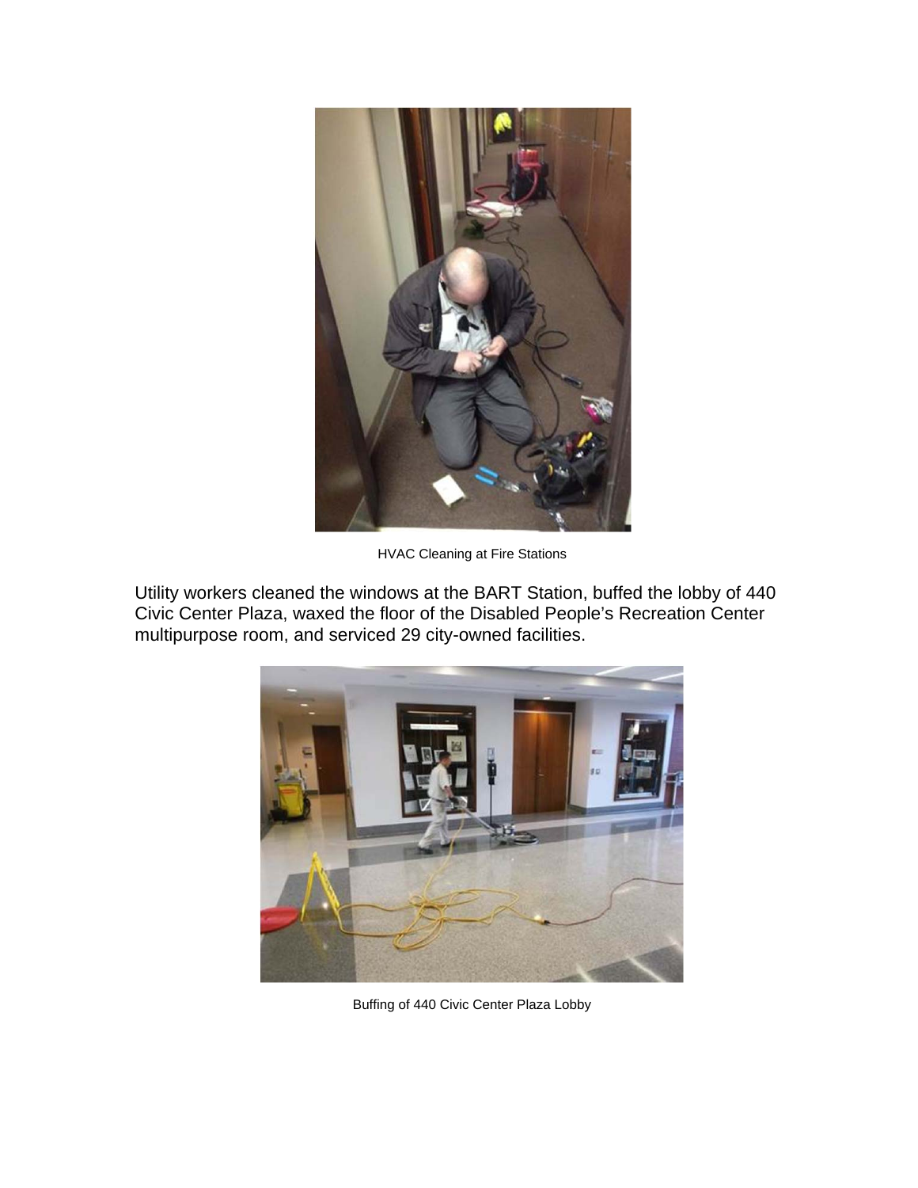HVAC Cleaning at Fire Stations

Utility workers cleaned the windows at the BART Station, buffed the lobby of 440 Civic Center Plaza, waxed the floor of the Disabled People's Recreation Center multipurpose room, and serviced 29 city-owned facilities.

Buffing of 440 Civic Center Plaza Lobby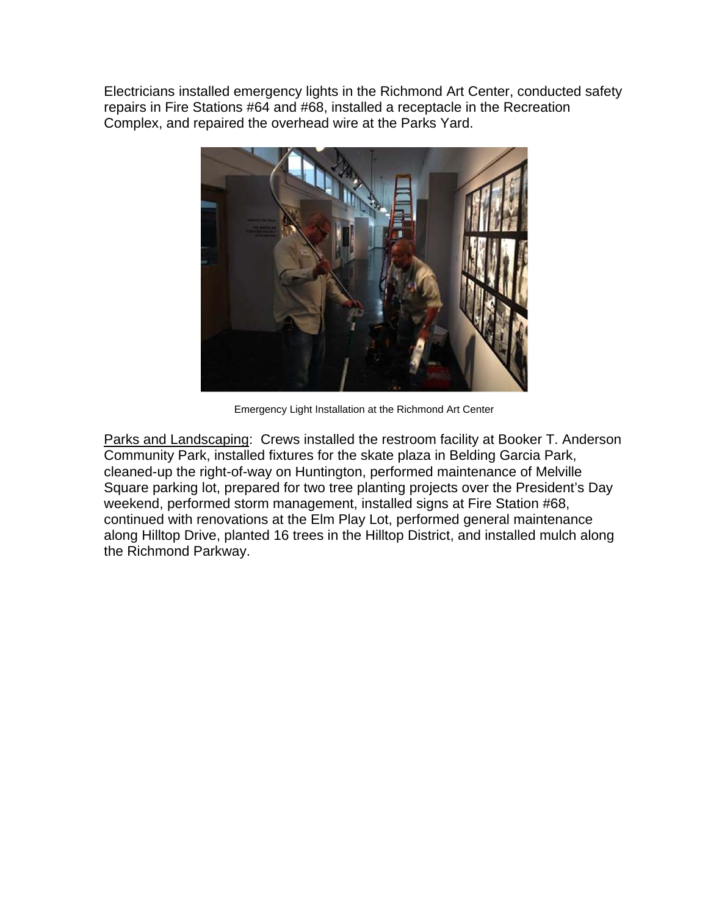Electricians installed emergency lights in the Richmond Art Center, conducted safety repairs in Fire Stations #64 and #68, installed a receptacle in the Recreation Complex, and repaired the overhead wire at the Parks Yard.

Emergency Light Installation at the Richmond Art Center

Parks and Landscaping: Crews installed the restroom facility at Booker T. Anderson Community Park, installed fixtures for the skate plaza in Belding Garcia Park, cleaned-up the right-of-way on Huntington, performed maintenance of Melville Square parking lot, prepared for two tree planting projects over the President's Day weekend, performed storm management, installed signs at Fire Station #68, continued with renovations at the Elm Play Lot, performed general maintenance along Hilltop Drive, planted 16 trees in the Hilltop District, and installed mulch along the Richmond Parkway.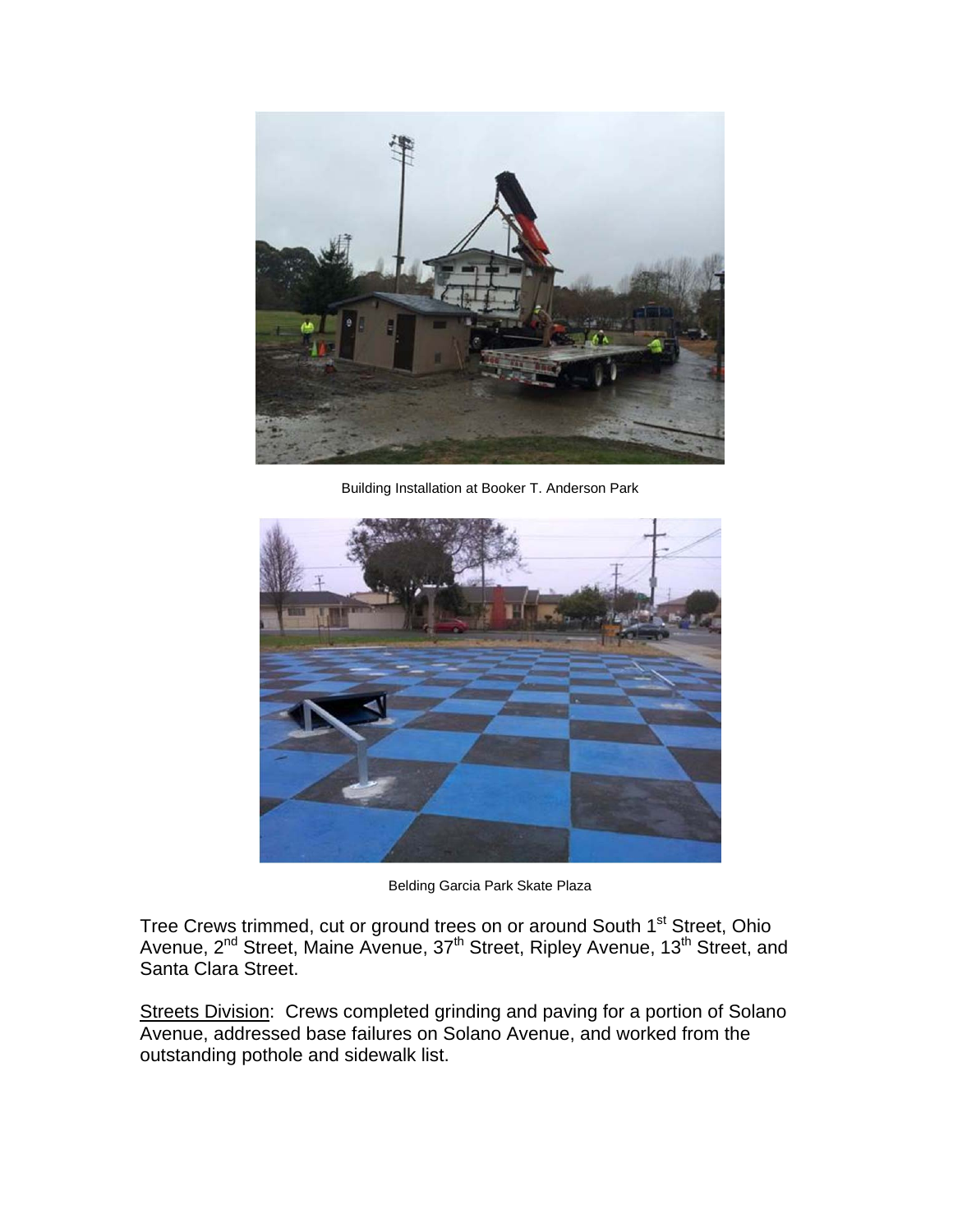Building Installation at Booker T. Anderson Park

Belding Garcia Park Skate Plaza

Tree Crews trimmed, cut or ground trees on or around South 1st Street, Ohio Avenue, 2nd Street, Maine Avenue, 37th Street, Ripley Avenue, 13th Street, and Santa Clara Street.

Streets Division: Crews completed grinding and paving for a portion of Solano Avenue, addressed base failures on Solano Avenue, and worked from the outstanding pothole and sidewalk list.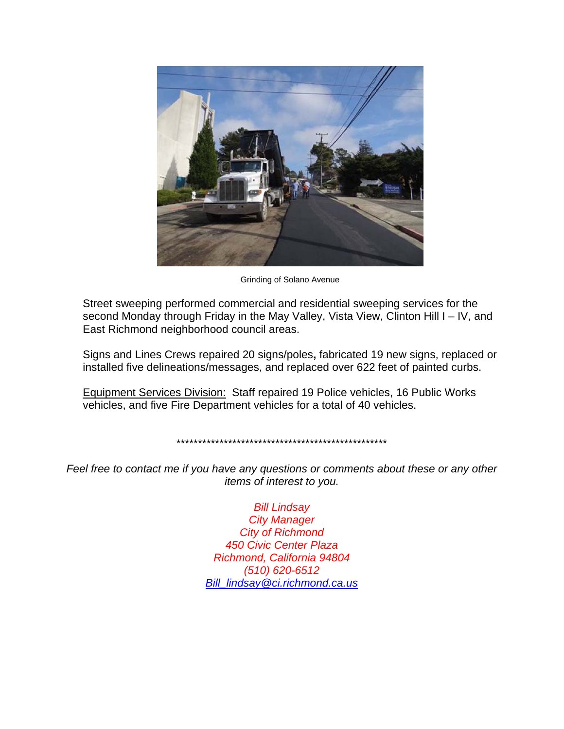Grinding of Solano Avenue

Street sweeping performed commercial and residential sweeping services for the second Monday through Friday in the May Valley, Vista View, Clinton Hill I – IV, and East Richmond neighborhood council areas.

Signs and Lines Crews repaired 20 signs/poles**,** fabricated 19 new signs, replaced or installed five delineations/messages, and replaced over 622 feet of painted curbs.

Equipment Services Division: Staff repaired 19 Police vehicles, 16 Public Works vehicles, and five Fire Department vehicles for a total of 40 vehicles.

****************************************************

*Feel free to contact me if you have any questions or comments about these or any other items of interest to you.*

*Bill Lindsay*
*City Manager*
*City of Richmond*
*450 Civic Center Plaza*
*Richmond, California 94804*
*(510) 620-6512*
*Bill_lindsay@ci.richmond.ca.us*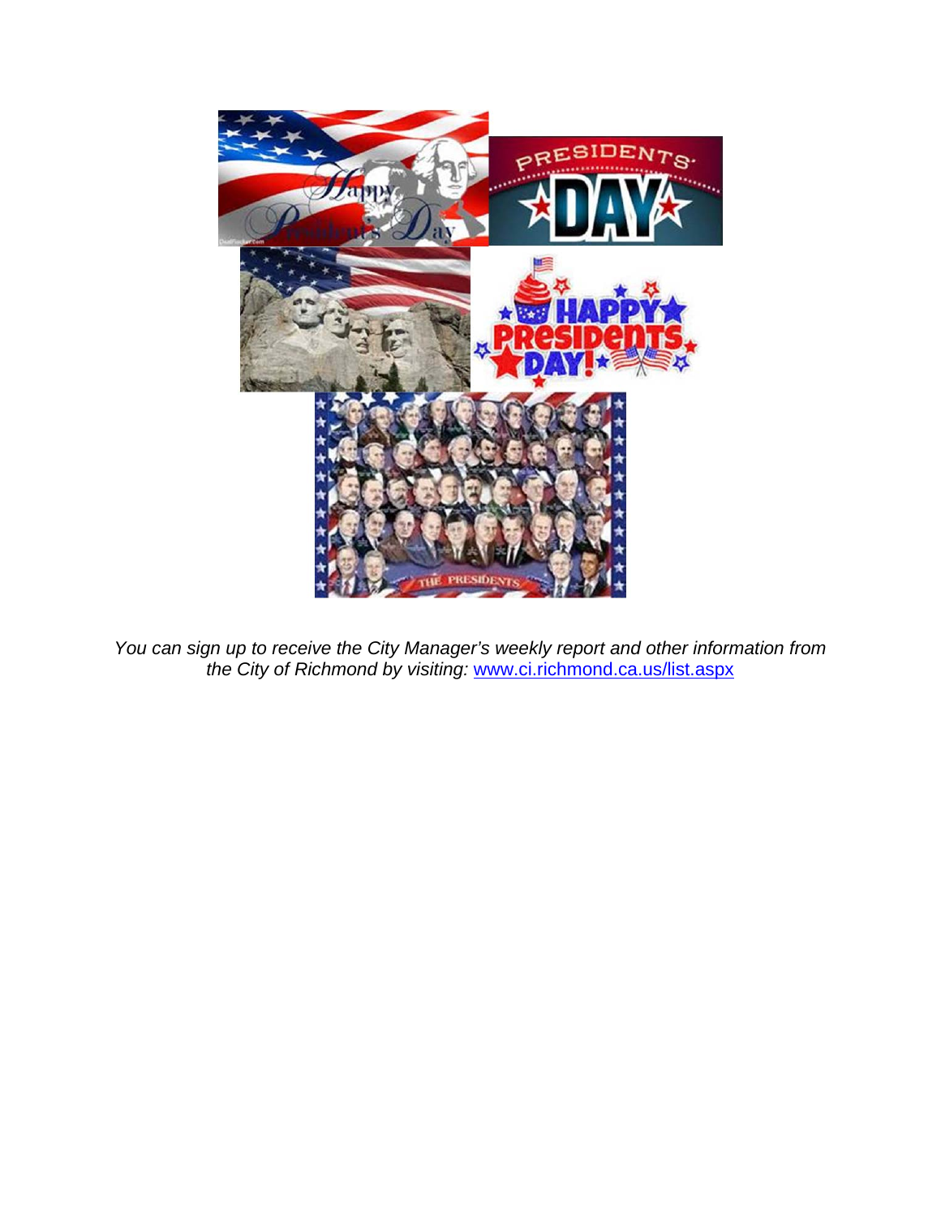*You can sign up to receive the City Manager's weekly report and other information from the City of Richmond by visiting:* [www.ci.richmond.ca.us/list.aspx](http://www.ci.richmond.ca.us/list.aspx)